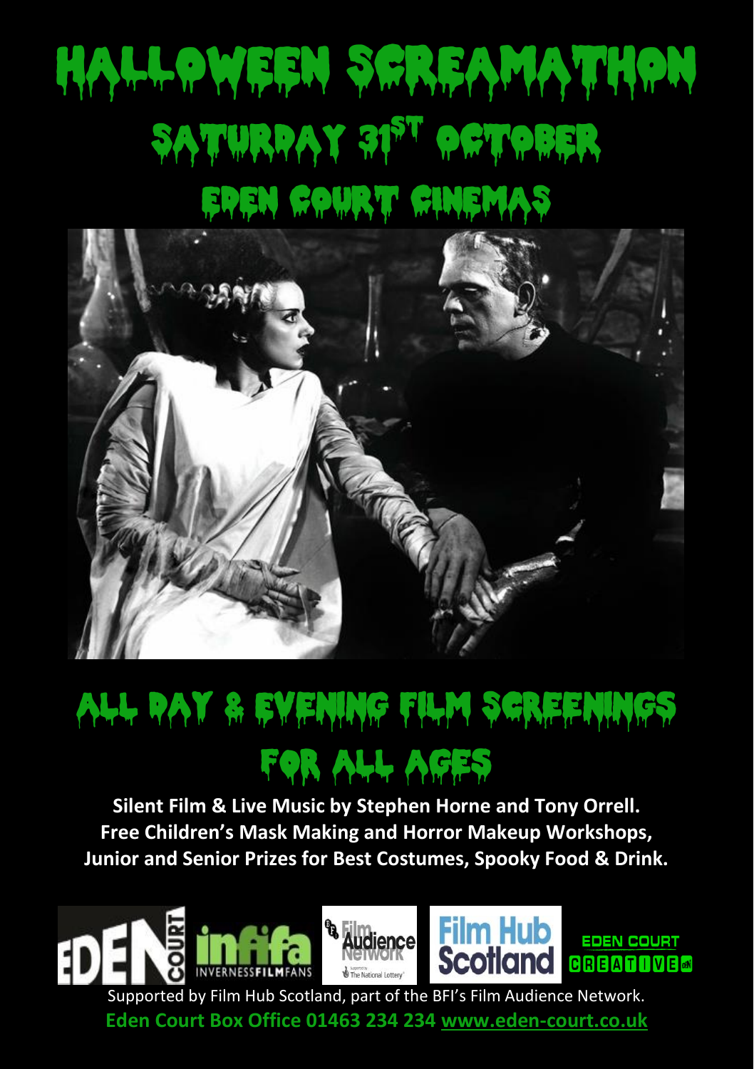# HALLOWEEN SCREAMATHON

## SATURDAY 31ST OCTOBER

## EDEN COURT CINEMAS

## ALL DAY & EVENING FILM SCREENINGS FOR ALL AGES

**Silent Film & Live Music by Stephen Horne and Tony Orrell.**
**Free Children's Mask Making and Horror Makeup Workshops,**
**Junior and Senior Prizes for Best Costumes, Spooky Food & Drink.**

Supported by Film Hub Scotland, part of the BFI's Film Audience Network.

**Eden Court Box Office 01463 234 234 www.eden-court.co.uk**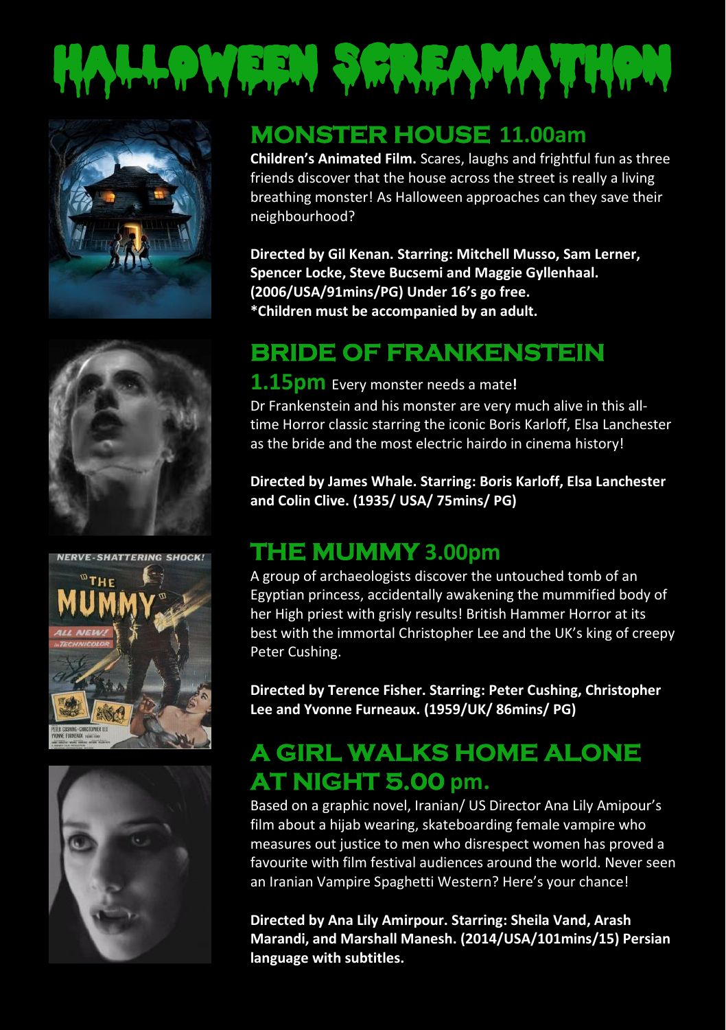# HALLOWEEN SCREAMATHON

## MONSTER HOUSE 11.00am

**Children's Animated Film.** Scares, laughs and frightful fun as three friends discover that the house across the street is really a living breathing monster! As Halloween approaches can they save their neighbourhood?

**Directed by Gil Kenan. Starring: Mitchell Musso, Sam Lerner, Spencer Locke, Steve Bucsemi and Maggie Gyllenhaal. (2006/USA/91mins/PG) Under 16's go free.**
**\*Children must be accompanied by an adult.**

## BRIDE OF FRANKENSTEIN

**1.15pm** Every monster needs a mate**!**

Dr Frankenstein and his monster are very much alive in this all-time Horror classic starring the iconic Boris Karloff, Elsa Lanchester as the bride and the most electric hairdo in cinema history!

**Directed by James Whale. Starring: Boris Karloff, Elsa Lanchester and Colin Clive. (1935/ USA/ 75mins/ PG)**

## THE MUMMY 3.00pm

A group of archaeologists discover the untouched tomb of an Egyptian princess, accidentally awakening the mummified body of her High priest with grisly results! British Hammer Horror at its best with the immortal Christopher Lee and the UK's king of creepy Peter Cushing.

**Directed by Terence Fisher. Starring: Peter Cushing, Christopher Lee and Yvonne Furneaux. (1959/UK/ 86mins/ PG)**

## A GIRL WALKS HOME ALONE AT NIGHT 5.00 pm.

Based on a graphic novel, Iranian/ US Director Ana Lily Amipour's film about a hijab wearing, skateboarding female vampire who measures out justice to men who disrespect women has proved a favourite with film festival audiences around the world. Never seen an Iranian Vampire Spaghetti Western? Here's your chance!

**Directed by Ana Lily Amirpour. Starring: Sheila Vand, Arash Marandi, and Marshall Manesh. (2014/USA/101mins/15) Persian language with subtitles.**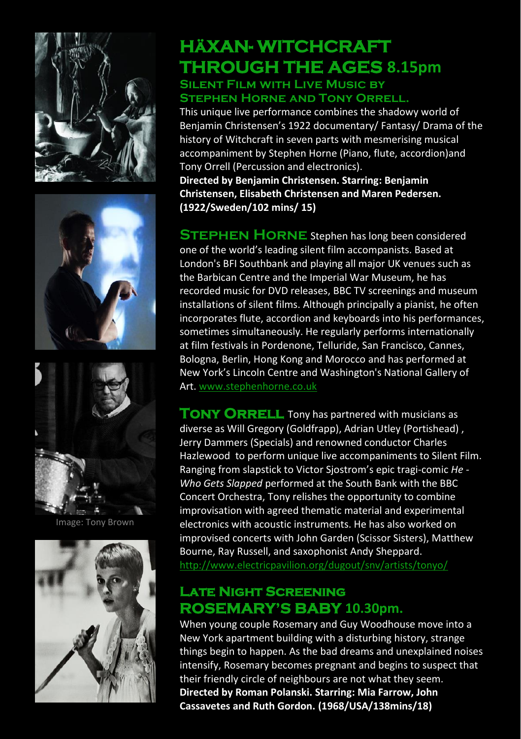Image: Tony Brown

## HÄXAN- WITCHCRAFT THROUGH THE AGES 8.15pm

### Silent Film with Live Music by Stephen Horne and Tony Orrell.

This unique live performance combines the shadowy world of Benjamin Christensen's 1922 documentary/ Fantasy/ Drama of the history of Witchcraft in seven parts with mesmerising musical accompaniment by Stephen Horne (Piano, flute, accordion)and Tony Orrell (Percussion and electronics).

**Directed by Benjamin Christensen. Starring: Benjamin Christensen, Elisabeth Christensen and Maren Pedersen. (1922/Sweden/102 mins/ 15)**

**STEPHEN HORNE** Stephen has long been considered one of the world's leading silent film accompanists. Based at London's BFI Southbank and playing all major UK venues such as the Barbican Centre and the Imperial War Museum, he has recorded music for DVD releases, BBC TV screenings and museum installations of silent films. Although principally a pianist, he often incorporates flute, accordion and keyboards into his performances, sometimes simultaneously. He regularly performs internationally at film festivals in Pordenone, Telluride, San Francisco, Cannes, Bologna, Berlin, Hong Kong and Morocco and has performed at New York's Lincoln Centre and Washington's National Gallery of Art. www.stephenhorne.co.uk

**TONY ORRELL** Tony has partnered with musicians as diverse as Will Gregory (Goldfrapp), Adrian Utley (Portishead) , Jerry Dammers (Specials) and renowned conductor Charles Hazlewood to perform unique live accompaniments to Silent Film. Ranging from slapstick to Victor Sjostrom's epic tragi-comic *He - Who Gets Slapped* performed at the South Bank with the BBC Concert Orchestra, Tony relishes the opportunity to combine improvisation with agreed thematic material and experimental electronics with acoustic instruments. He has also worked on improvised concerts with John Garden (Scissor Sisters), Matthew Bourne, Ray Russell, and saxophonist Andy Sheppard. http://www.electricpavilion.org/dugout/snv/artists/tonyo/

### Late Night Screening

## ROSEMARY'S BABY 10.30pm.

When young couple Rosemary and Guy Woodhouse move into a New York apartment building with a disturbing history, strange things begin to happen. As the bad dreams and unexplained noises intensify, Rosemary becomes pregnant and begins to suspect that their friendly circle of neighbours are not what they seem.

**Directed by Roman Polanski. Starring: Mia Farrow, John Cassavetes and Ruth Gordon. (1968/USA/138mins/18)**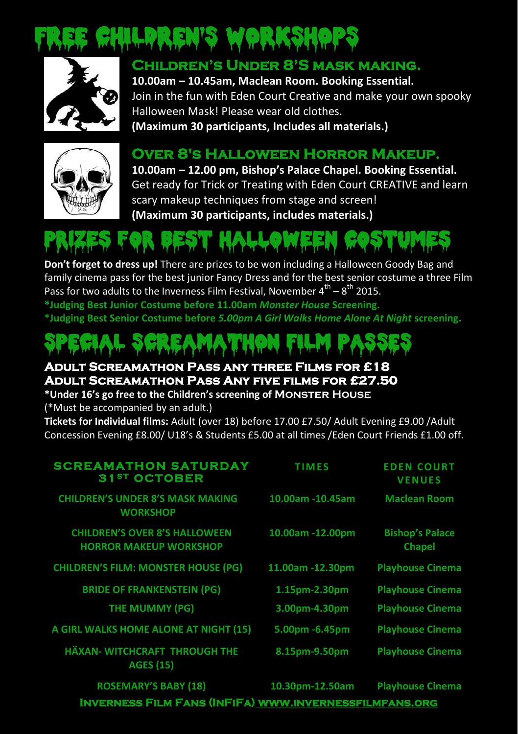# FREE CHILDREN'S WORKSHOPS

## Children's Under 8's mask making.

**10.00am – 10.45am, Maclean Room. Booking Essential.**
Join in the fun with Eden Court Creative and make your own spooky Halloween Mask! Please wear old clothes.
**(Maximum 30 participants, Includes all materials.)**

## Over 8's Halloween Horror Makeup.

**10.00am – 12.00 pm, Bishop's Palace Chapel. Booking Essential.**
Get ready for Trick or Treating with Eden Court CREATIVE and learn scary makeup techniques from stage and screen!
**(Maximum 30 participants, includes materials.)**

# PRIZES FOR BEST HALLOWEEN COSTUMES

**Don't forget to dress up!** There are prizes to be won including a Halloween Goody Bag and family cinema pass for the best junior Fancy Dress and for the best senior costume a three Film Pass for two adults to the Inverness Film Festival, November 4th – 8th 2015.

**\*Judging Best Junior Costume before 11.00am *Monster House* Screening.**
**\*Judging Best Senior Costume before *5.00pm A Girl Walks Home Alone At Night* screening.**

# SPECIAL SCREAMATHON FILM PASSES

**Adult Screamathon Pass any three Films for £18**
**Adult Screamathon Pass Any five films for £27.50**

**\*Under 16's go free to the Children's screening of Monster House**
(\*Must be accompanied by an adult.)

**Tickets for Individual films:** Adult (over 18) before 17.00 £7.50/ Adult Evening £9.00 /Adult Concession Evening £8.00/ U18's & Students £5.00 at all times /Eden Court Friends £1.00 off.

| SCREAMATHON SATURDAY 31ST OCTOBER | TIMES | EDEN COURT VENUES |
|---|---|---|
| CHILDREN'S UNDER 8'S MASK MAKING WORKSHOP | 10.00am -10.45am | Maclean Room |
| CHILDREN'S OVER 8'S HALLOWEEN HORROR MAKEUP WORKSHOP | 10.00am -12.00pm | Bishop's Palace Chapel |
| CHILDREN'S FILM: MONSTER HOUSE (PG) | 11.00am -12.30pm | Playhouse Cinema |
| BRIDE OF FRANKENSTEIN (PG) | 1.15pm-2.30pm | Playhouse Cinema |
| THE MUMMY (PG) | 3.00pm-4.30pm | Playhouse Cinema |
| A GIRL WALKS HOME ALONE AT NIGHT (15) | 5.00pm -6.45pm | Playhouse Cinema |
| HÄXAN- WITCHCRAFT THROUGH THE AGES (15) | 8.15pm-9.50pm | Playhouse Cinema |
| ROSEMARY'S BABY (18) | 10.30pm-12.50am | Playhouse Cinema |

**Inverness Film Fans (InFiFa) www.invernessfilmfans.org**